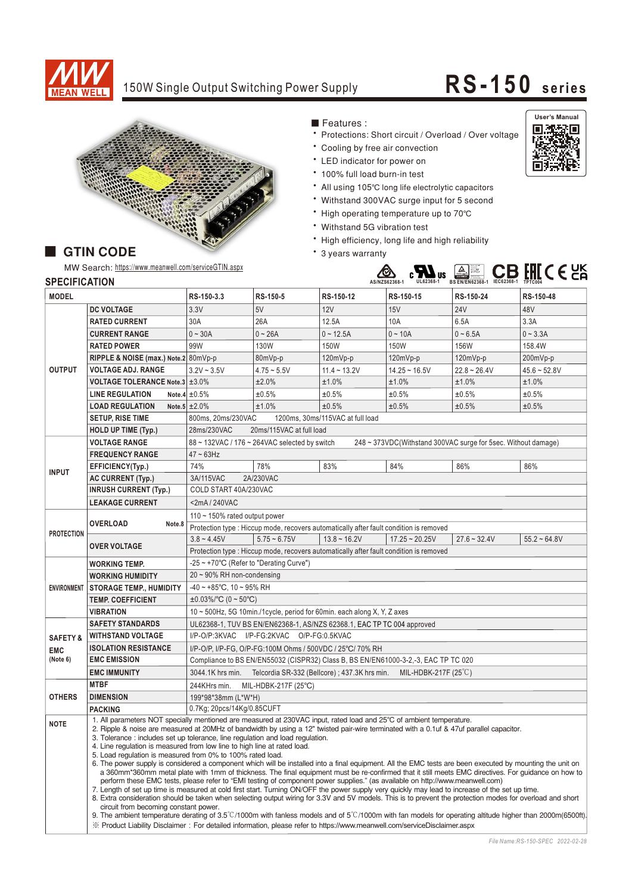# 150W Single Output Switching Power Supply

# RS-150 series

User's Manual

■ Features :

- Protections: Short circuit / Overload / Over voltage
- Cooling by free air convection
- LED indicator for power on
- 100% full load burn-in test
- All using 105℃ long life electrolytic capacitors
- Withstand 300VAC surge input for 5 second
- High operating temperature up to 70℃
- Withstand 5G vibration test
- High efficiency, long life and high reliability
- 3 years warranty

## GTIN CODE

MW Search: https://www.meanwell.com/serviceGTIN.aspx

AS/NZS62368-1 UL62368-1 BS EN/EN62368-1 IEC62368-1 TPTC004

## SPECIFICATION

| MODEL | | RS-150-3.3 | RS-150-5 | RS-150-12 | RS-150-15 | RS-150-24 | RS-150-48 |
|---|---|---|---|---|---|---|---|
| OUTPUT | DC VOLTAGE | 3.3V | 5V | 12V | 15V | 24V | 48V |
| | RATED CURRENT | 30A | 26A | 12.5A | 10A | 6.5A | 3.3A |
| | CURRENT RANGE | 0 ~ 30A | 0 ~ 26A | 0 ~ 12.5A | 0 ~ 10A | 0 ~ 6.5A | 0 ~ 3.3A |
| | RATED POWER | 99W | 130W | 150W | 150W | 156W | 158.4W |
| | RIPPLE & NOISE (max.) Note.2 | 80mVp-p | 80mVp-p | 120mVp-p | 120mVp-p | 120mVp-p | 200mVp-p |
| | VOLTAGE ADJ. RANGE | 3.2V ~ 3.5V | 4.75 ~ 5.5V | 11.4 ~ 13.2V | 14.25 ~ 16.5V | 22.8 ~ 26.4V | 45.6 ~ 52.8V |
| | VOLTAGE TOLERANCE Note.3 | ±3.0% | ±2.0% | ±1.0% | ±1.0% | ±1.0% | ±1.0% |
| | LINE REGULATION Note.4 | ±0.5% | ±0.5% | ±0.5% | ±0.5% | ±0.5% | ±0.5% |
| | LOAD REGULATION Note.5 | ±2.0% | ±1.0% | ±0.5% | ±0.5% | ±0.5% | ±0.5% |
| | SETUP, RISE TIME | 800ms, 20ms/230VAC 1200ms, 30ms/115VAC at full load | | | | | |
| | HOLD UP TIME (Typ.) | 28ms/230VAC 20ms/115VAC at full load | | | | | |
| INPUT | VOLTAGE RANGE | 88 ~ 132VAC / 176 ~ 264VAC selected by switch 248 ~ 373VDC(Withstand 300VAC surge for 5sec. Without damage) | | | | | |
| | FREQUENCY RANGE | 47 ~ 63Hz | | | | | |
| | EFFICIENCY(Typ.) | 74% | 78% | 83% | 84% | 86% | 86% |
| | AC CURRENT (Typ.) | 3A/115VAC 2A/230VAC | | | | | |
| | INRUSH CURRENT (Typ.) | COLD START 40A/230VAC | | | | | |
| | LEAKAGE CURRENT | <2mA / 240VAC | | | | | |
| PROTECTION | OVERLOAD Note.8 | 110 ~ 150% rated output power | | | | | |
| | | Protection type : Hiccup mode, recovers automatically after fault condition is removed | | | | | |
| | OVER VOLTAGE | 3.8 ~ 4.45V | 5.75 ~ 6.75V | 13.8 ~ 16.2V | 17.25 ~ 20.25V | 27.6 ~ 32.4V | 55.2 ~ 64.8V |
| | | Protection type : Hiccup mode, recovers automatically after fault condition is removed | | | | | |
| ENVIRONMENT | WORKING TEMP. | -25 ~ +70℃ (Refer to "Derating Curve") | | | | | |
| | WORKING HUMIDITY | 20 ~ 90% RH non-condensing | | | | | |
| | STORAGE TEMP., HUMIDITY | -40 ~ +85℃, 10 ~ 95% RH | | | | | |
| | TEMP. COEFFICIENT | ±0.03%/℃ (0 ~ 50℃) | | | | | |
| | VIBRATION | 10 ~ 500Hz, 5G 10min./1cycle, period for 60min. each along X, Y, Z axes | | | | | |
| SAFETY & EMC (Note 6) | SAFETY STANDARDS | UL62368-1, TUV BS EN/EN62368-1, AS/NZS 62368.1, EAC TP TC 004 approved | | | | | |
| | WITHSTAND VOLTAGE | I/P-O/P:3KVAC I/P-FG:2KVAC O/P-FG:0.5KVAC | | | | | |
| | ISOLATION RESISTANCE | I/P-O/P, I/P-FG, O/P-FG:100M Ohms / 500VDC / 25℃/ 70% RH | | | | | |
| | EMC EMISSION | Compliance to BS EN/EN55032 (CISPR32) Class B, BS EN/EN61000-3-2,-3, EAC TP TC 020 | | | | | |
| | EMC IMMUNITY | 3044.1K hrs min. Telcordia SR-332 (Bellcore) ; 437.3K hrs min. MIL-HDBK-217F (25℃) | | | | | |
| OTHERS | MTBF | 244KHrs min. MIL-HDBK-217F (25℃) | | | | | |
| | DIMENSION | 199*98*38mm (L*W*H) | | | | | |
| | PACKING | 0.7Kg; 20pcs/14Kg/0.85CUFT | | | | | |
| NOTE | | 1. All parameters NOT specially mentioned are measured at 230VAC input, rated load and 25℃ of ambient temperature.<br>2. Ripple & noise are measured at 20MHz of bandwidth by using a 12" twisted pair-wire terminated with a 0.1uf & 47uf parallel capacitor.<br>3. Tolerance : includes set up tolerance, line regulation and load regulation.<br>4. Line regulation is measured from low line to high line at rated load.<br>5. Load regulation is measured from 0% to 100% rated load.<br>6. The power supply is considered a component which will be installed into a final equipment. All the EMC tests are been executed by mounting the unit on a 360mm*360mm metal plate with 1mm of thickness. The final equipment must be re-confirmed that it still meets EMC directives. For guidance on how to perform these EMC tests, please refer to "EMI testing of component power supplies." (as available on http://www.meanwell.com)<br>7. Length of set up time is measured at cold first start. Turning ON/OFF the power supply very quickly may lead to increase of the set up time.<br>8. Extra consideration should be taken when selecting output wiring for 3.3V and 5V models. This is to prevent the protection modes for overload and short circuit from becoming constant power.<br>9. The ambient temperature derating of 3.5℃/1000m with fanless models and of 5℃/1000m with fan models for operating altitude higher than 2000m(6500ft).<br>※ Product Liability Disclaimer : For detailed information, please refer to https://www.meanwell.com/serviceDisclaimer.aspx | | | | | |

File Name:RS-150-SPEC 2022-02-28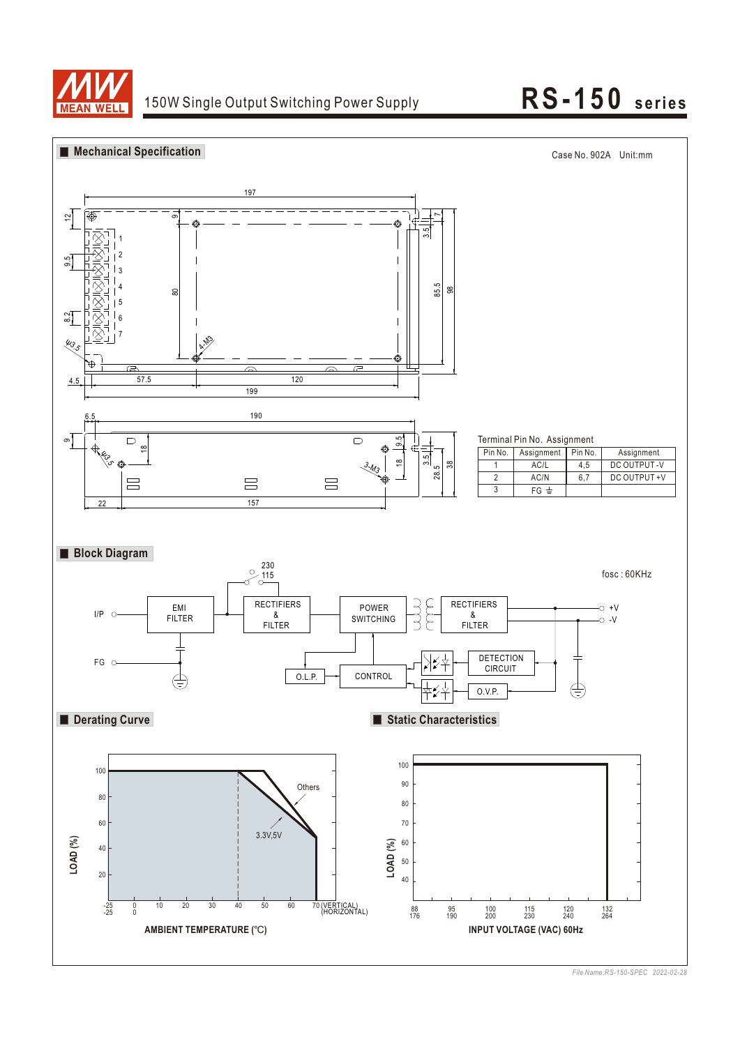## Mechanical Specification

Case No. 902A  Unit:mm

197
12
9
7
3.5
9.5
1
2
3
4
5
6
7
80
85.5
98
8.2
ψ3.5
4-M3
4.5
57.5
120
199

6.5
190
9
18
9.5
ψ3.5
3-M3
18
3.5
28.5
38
22
157

Terminal Pin No. Assignment

| Pin No. | Assignment | Pin No. | Assignment |
|---|---|---|---|
| 1 | AC/L | 4,5 | DC OUTPUT -V |
| 2 | AC/N | 6,7 | DC OUTPUT +V |
| 3 | FG ⏚ | | |

## Block Diagram

fosc : 60KHz

I/P
FG
EMI FILTER
230
115
RECTIFIERS & FILTER
POWER SWITCHING
RECTIFIERS & FILTER
+V
-V
O.L.P.
CONTROL
DETECTION CIRCUIT
O.V.P.

## Derating Curve

LOAD (%)
100
80
60
40
20
Others
3.3V,5V
-25 -25
0 0
10
20
30
40
50
60
70 (VERTICAL)
(HORIZONTAL)
AMBIENT TEMPERATURE (℃)

## Static Characteristics

LOAD (%)
100
90
80
70
60
50
40
88 176
95 190
100 200
115 230
120 240
132 264
INPUT VOLTAGE (VAC) 60Hz

*File Name:RS-150-SPEC 2022-02-28*